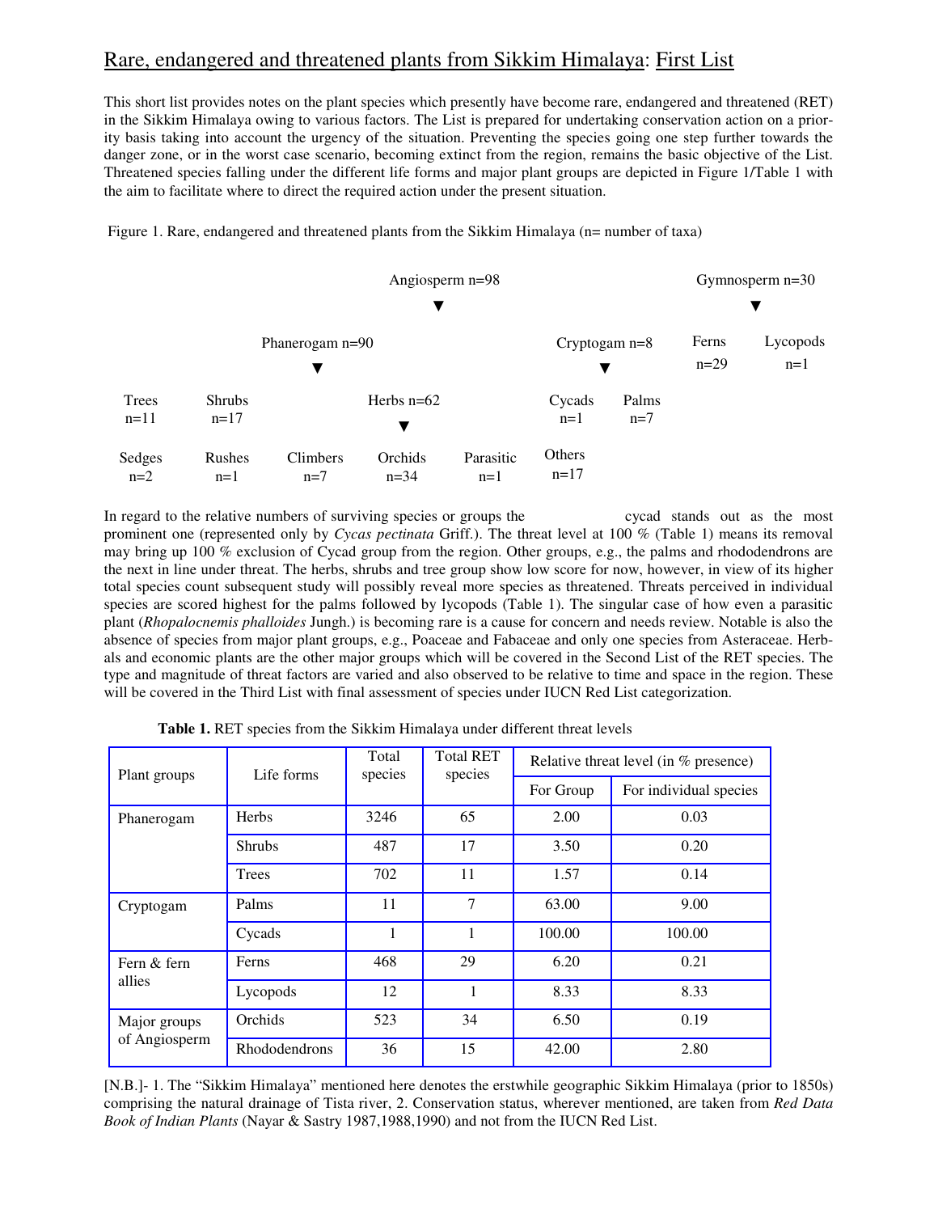# Rare, endangered and threatened plants from Sikkim Himalaya: First List

This short list provides notes on the plant species which presently have become rare, endangered and threatened (RET) in the Sikkim Himalaya owing to various factors. The List is prepared for undertaking conservation action on a priority basis taking into account the urgency of the situation. Preventing the species going one step further towards the danger zone, or in the worst case scenario, becoming extinct from the region, remains the basic objective of the List. Threatened species falling under the different life forms and major plant groups are depicted in Figure 1/Table 1 with the aim to facilitate where to direct the required action under the present situation.

Figure 1. Rare, endangered and threatened plants from the Sikkim Himalaya (n= number of taxa)

Angiosperm n=98 ▼

Phanerogam n=90 ▼
- Trees n=11
- Shrubs n=17
- Herbs n=62 ▼
  - Sedges n=2
  - Rushes n=1
  - Climbers n=7
  - Orchids n=34
  - Parasitic n=1
  - Others n=17

Cryptogam n=8 ▼
- Cycads n=1
- Palms n=7

Gymnosperm n=30 ▼
- Ferns n=29
- Lycopods n=1

In regard to the relative numbers of surviving species or groups the cycad stands out as the most prominent one (represented only by *Cycas pectinata* Griff.). The threat level at 100 % (Table 1) means its removal may bring up 100 % exclusion of Cycad group from the region. Other groups, e.g., the palms and rhododendrons are the next in line under threat. The herbs, shrubs and tree group show low score for now, however, in view of its higher total species count subsequent study will possibly reveal more species as threatened. Threats perceived in individual species are scored highest for the palms followed by lycopods (Table 1). The singular case of how even a parasitic plant (*Rhopalocnemis phalloides* Jungh.) is becoming rare is a cause for concern and needs review. Notable is also the absence of species from major plant groups, e.g., Poaceae and Fabaceae and only one species from Asteraceae. Herbals and economic plants are the other major groups which will be covered in the Second List of the RET species. The type and magnitude of threat factors are varied and also observed to be relative to time and space in the region. These will be covered in the Third List with final assessment of species under IUCN Red List categorization.

**Table 1.** RET species from the Sikkim Himalaya under different threat levels

| Plant groups | Life forms | Total species | Total RET species | Relative threat level (in % presence) | |
|---|---|---|---|---|---|
| | | | | For Group | For individual species |
| Phanerogam | Herbs | 3246 | 65 | 2.00 | 0.03 |
| | Shrubs | 487 | 17 | 3.50 | 0.20 |
| | Trees | 702 | 11 | 1.57 | 0.14 |
| Cryptogam | Palms | 11 | 7 | 63.00 | 9.00 |
| | Cycads | 1 | 1 | 100.00 | 100.00 |
| Fern & fern allies | Ferns | 468 | 29 | 6.20 | 0.21 |
| | Lycopods | 12 | 1 | 8.33 | 8.33 |
| Major groups of Angiosperm | Orchids | 523 | 34 | 6.50 | 0.19 |
| | Rhododendrons | 36 | 15 | 42.00 | 2.80 |

[N.B.]- 1. The "Sikkim Himalaya" mentioned here denotes the erstwhile geographic Sikkim Himalaya (prior to 1850s) comprising the natural drainage of Tista river, 2. Conservation status, wherever mentioned, are taken from *Red Data Book of Indian Plants* (Nayar & Sastry 1987,1988,1990) and not from the IUCN Red List.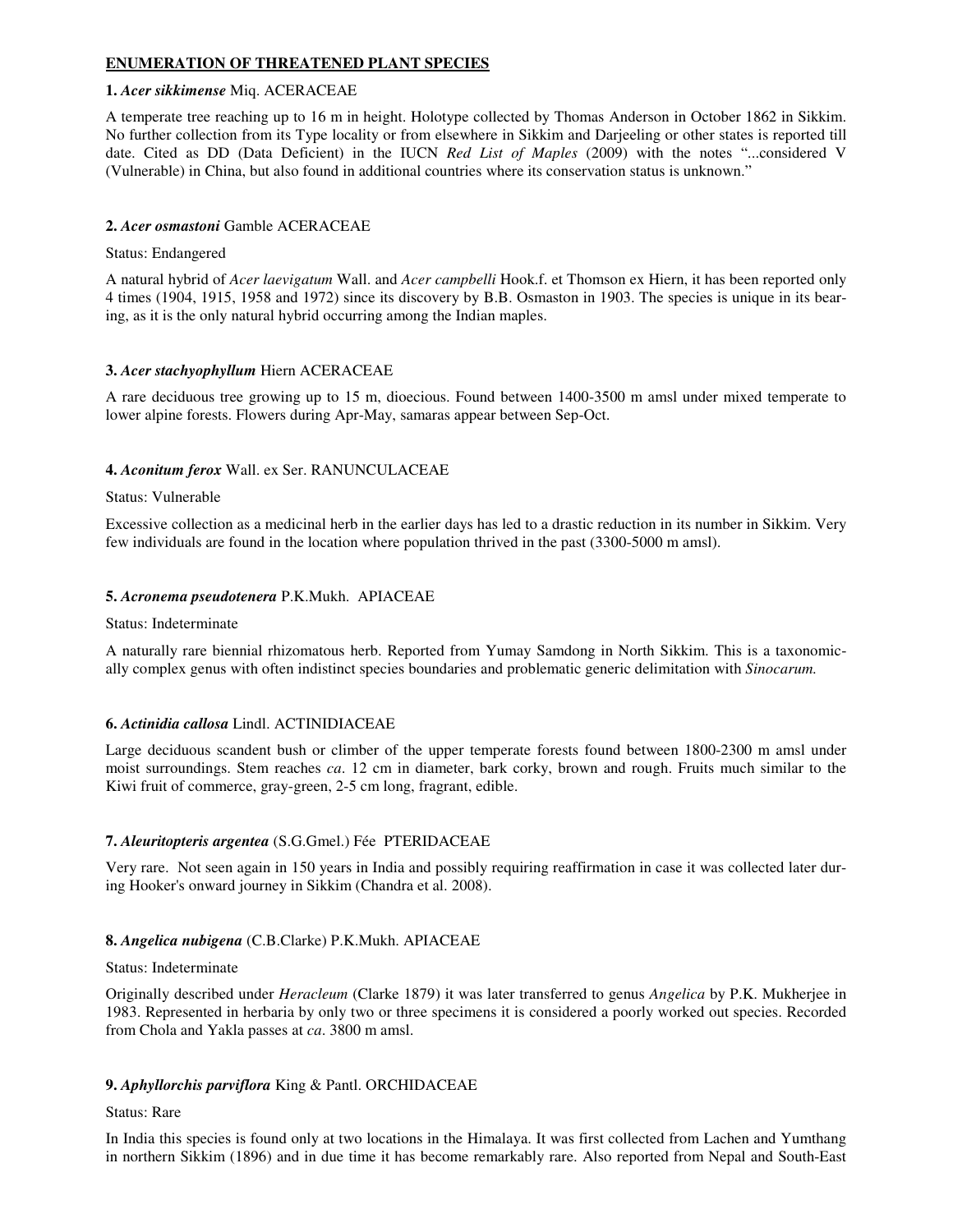## ENUMERATION OF THREATENED PLANT SPECIES

**1.** ***Acer sikkimense*** Miq. ACERACEAE

A temperate tree reaching up to 16 m in height. Holotype collected by Thomas Anderson in October 1862 in Sikkim. No further collection from its Type locality or from elsewhere in Sikkim and Darjeeling or other states is reported till date. Cited as DD (Data Deficient) in the IUCN *Red List of Maples* (2009) with the notes "...considered V (Vulnerable) in China, but also found in additional countries where its conservation status is unknown."

**2.** ***Acer osmastoni*** Gamble ACERACEAE

Status: Endangered

A natural hybrid of *Acer laevigatum* Wall. and *Acer campbelli* Hook.f. et Thomson ex Hiern, it has been reported only 4 times (1904, 1915, 1958 and 1972) since its discovery by B.B. Osmaston in 1903. The species is unique in its bearing, as it is the only natural hybrid occurring among the Indian maples.

**3.** ***Acer stachyophyllum*** Hiern ACERACEAE

A rare deciduous tree growing up to 15 m, dioecious. Found between 1400-3500 m amsl under mixed temperate to lower alpine forests. Flowers during Apr-May, samaras appear between Sep-Oct.

**4.** ***Aconitum ferox*** Wall. ex Ser. RANUNCULACEAE

Status: Vulnerable

Excessive collection as a medicinal herb in the earlier days has led to a drastic reduction in its number in Sikkim. Very few individuals are found in the location where population thrived in the past (3300-5000 m amsl).

**5.** ***Acronema pseudotenera*** P.K.Mukh. APIACEAE

Status: Indeterminate

A naturally rare biennial rhizomatous herb. Reported from Yumay Samdong in North Sikkim. This is a taxonomically complex genus with often indistinct species boundaries and problematic generic delimitation with *Sinocarum.*

**6.** ***Actinidia callosa*** Lindl. ACTINIDIACEAE

Large deciduous scandent bush or climber of the upper temperate forests found between 1800-2300 m amsl under moist surroundings. Stem reaches *ca*. 12 cm in diameter, bark corky, brown and rough. Fruits much similar to the Kiwi fruit of commerce, gray-green, 2-5 cm long, fragrant, edible.

**7.** ***Aleuritopteris argentea*** (S.G.Gmel.) Fée PTERIDACEAE

Very rare. Not seen again in 150 years in India and possibly requiring reaffirmation in case it was collected later during Hooker's onward journey in Sikkim (Chandra et al. 2008).

**8.** ***Angelica nubigena*** (C.B.Clarke) P.K.Mukh. APIACEAE

Status: Indeterminate

Originally described under *Heracleum* (Clarke 1879) it was later transferred to genus *Angelica* by P.K. Mukherjee in 1983. Represented in herbaria by only two or three specimens it is considered a poorly worked out species. Recorded from Chola and Yakla passes at *ca*. 3800 m amsl.

**9.** ***Aphyllorchis parviflora*** King & Pantl. ORCHIDACEAE

Status: Rare

In India this species is found only at two locations in the Himalaya. It was first collected from Lachen and Yumthang in northern Sikkim (1896) and in due time it has become remarkably rare. Also reported from Nepal and South-East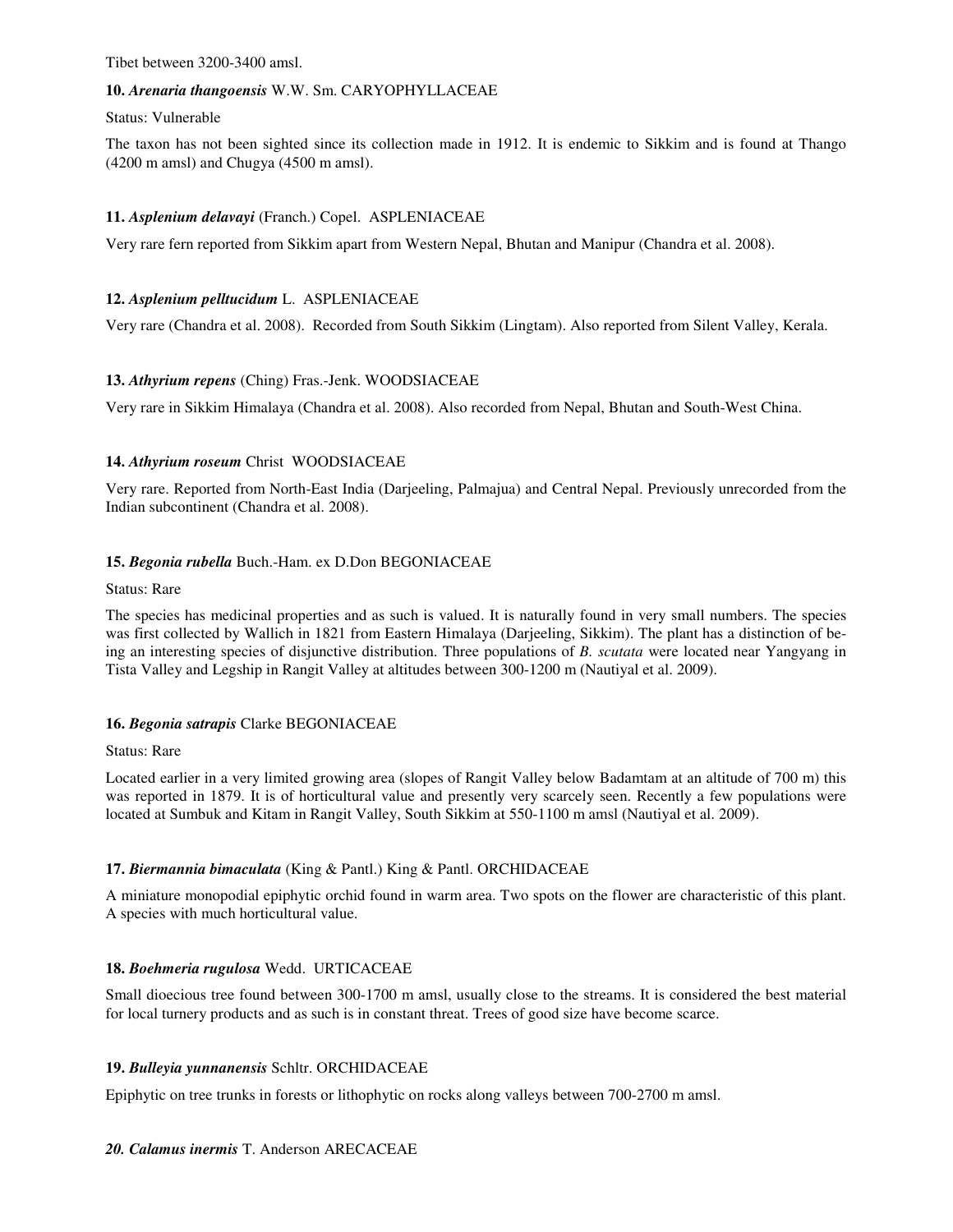Tibet between 3200-3400 amsl.

**10. *Arenaria thangoensis*** W.W. Sm. CARYOPHYLLACEAE

Status: Vulnerable

The taxon has not been sighted since its collection made in 1912. It is endemic to Sikkim and is found at Thango (4200 m amsl) and Chugya (4500 m amsl).

**11. *Asplenium delavayi*** (Franch.) Copel. ASPLENIACEAE

Very rare fern reported from Sikkim apart from Western Nepal, Bhutan and Manipur (Chandra et al. 2008).

**12. *Asplenium pelltucidum*** L. ASPLENIACEAE

Very rare (Chandra et al. 2008). Recorded from South Sikkim (Lingtam). Also reported from Silent Valley, Kerala.

**13. *Athyrium repens*** (Ching) Fras.-Jenk. WOODSIACEAE

Very rare in Sikkim Himalaya (Chandra et al. 2008). Also recorded from Nepal, Bhutan and South-West China.

**14. *Athyrium roseum*** Christ WOODSIACEAE

Very rare. Reported from North-East India (Darjeeling, Palmajua) and Central Nepal. Previously unrecorded from the Indian subcontinent (Chandra et al. 2008).

**15. *Begonia rubella*** Buch.-Ham. ex D.Don BEGONIACEAE

Status: Rare

The species has medicinal properties and as such is valued. It is naturally found in very small numbers. The species was first collected by Wallich in 1821 from Eastern Himalaya (Darjeeling, Sikkim). The plant has a distinction of being an interesting species of disjunctive distribution. Three populations of *B. scutata* were located near Yangyang in Tista Valley and Legship in Rangit Valley at altitudes between 300-1200 m (Nautiyal et al. 2009).

**16. *Begonia satrapis*** Clarke BEGONIACEAE

Status: Rare

Located earlier in a very limited growing area (slopes of Rangit Valley below Badamtam at an altitude of 700 m) this was reported in 1879. It is of horticultural value and presently very scarcely seen. Recently a few populations were located at Sumbuk and Kitam in Rangit Valley, South Sikkim at 550-1100 m amsl (Nautiyal et al. 2009).

**17. *Biermannia bimaculata*** (King & Pantl.) King & Pantl. ORCHIDACEAE

A miniature monopodial epiphytic orchid found in warm area. Two spots on the flower are characteristic of this plant. A species with much horticultural value.

**18. *Boehmeria rugulosa*** Wedd. URTICACEAE

Small dioecious tree found between 300-1700 m amsl, usually close to the streams. It is considered the best material for local turnery products and as such is in constant threat. Trees of good size have become scarce.

**19. *Bulleyia yunnanensis*** Schltr. ORCHIDACEAE

Epiphytic on tree trunks in forests or lithophytic on rocks along valleys between 700-2700 m amsl.

***20. Calamus inermis*** T. Anderson ARECACEAE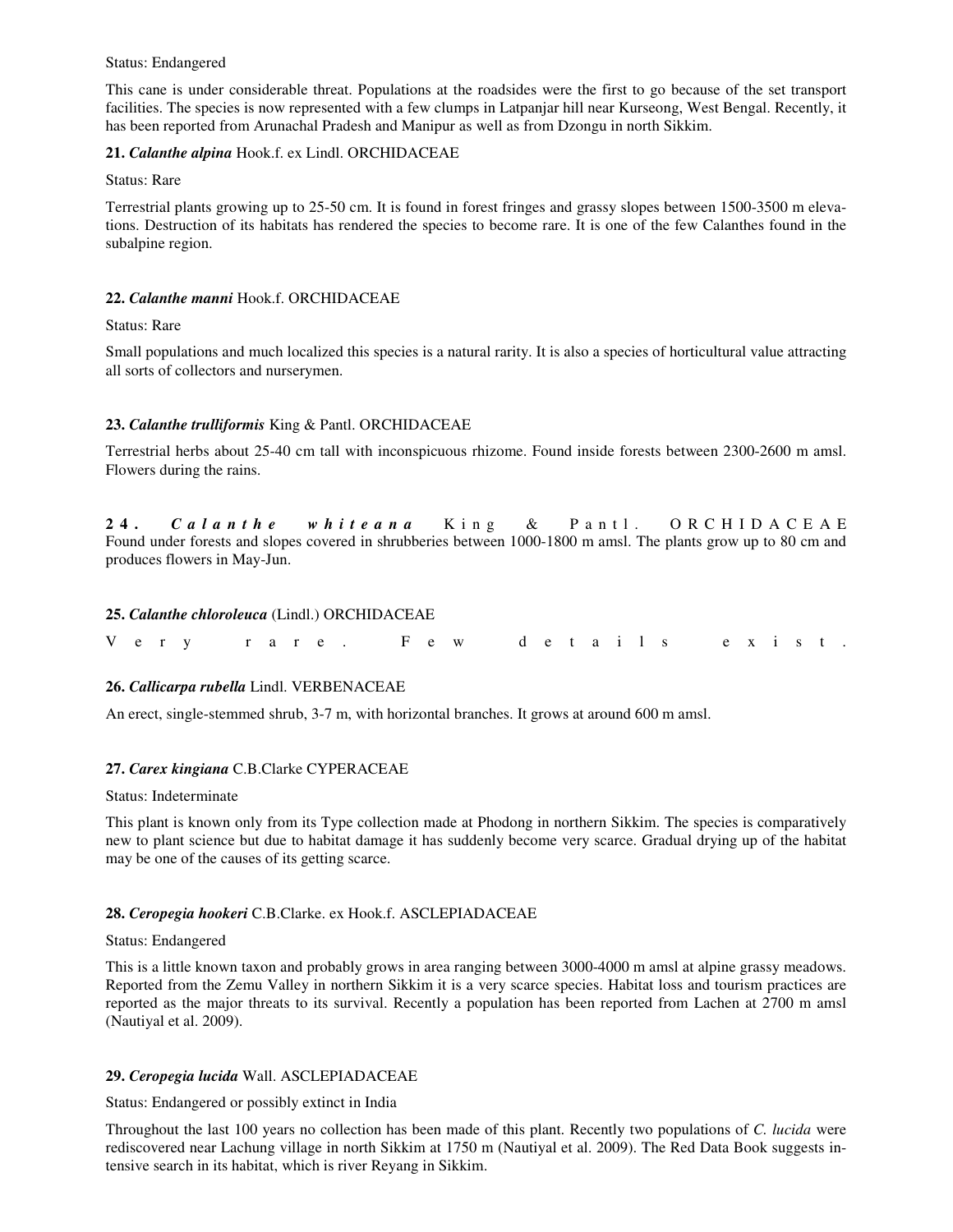Status: Endangered

This cane is under considerable threat. Populations at the roadsides were the first to go because of the set transport facilities. The species is now represented with a few clumps in Latpanjar hill near Kurseong, West Bengal. Recently, it has been reported from Arunachal Pradesh and Manipur as well as from Dzongu in north Sikkim.

**21.** ***Calanthe alpina*** Hook.f. ex Lindl. ORCHIDACEAE

Status: Rare

Terrestrial plants growing up to 25-50 cm. It is found in forest fringes and grassy slopes between 1500-3500 m elevations. Destruction of its habitats has rendered the species to become rare. It is one of the few Calanthes found in the subalpine region.

**22.** ***Calanthe manni*** Hook.f. ORCHIDACEAE

Status: Rare

Small populations and much localized this species is a natural rarity. It is also a species of horticultural value attracting all sorts of collectors and nurserymen.

**23.** ***Calanthe trulliformis*** King & Pantl. ORCHIDACEAE

Terrestrial herbs about 25-40 cm tall with inconspicuous rhizome. Found inside forests between 2300-2600 m amsl. Flowers during the rains.

**24.** ***Calanthe whiteana*** King & Pantl. ORCHIDACEAE

Found under forests and slopes covered in shrubberies between 1000-1800 m amsl. The plants grow up to 80 cm and produces flowers in May-Jun.

**25.** ***Calanthe chloroleuca*** (Lindl.) ORCHIDACEAE

Very rare. Few details exist.

**26.** ***Callicarpa rubella*** Lindl. VERBENACEAE

An erect, single-stemmed shrub, 3-7 m, with horizontal branches. It grows at around 600 m amsl.

**27.** ***Carex kingiana*** C.B.Clarke CYPERACEAE

Status: Indeterminate

This plant is known only from its Type collection made at Phodong in northern Sikkim. The species is comparatively new to plant science but due to habitat damage it has suddenly become very scarce. Gradual drying up of the habitat may be one of the causes of its getting scarce.

**28.** ***Ceropegia hookeri*** C.B.Clarke. ex Hook.f. ASCLEPIADACEAE

Status: Endangered

This is a little known taxon and probably grows in area ranging between 3000-4000 m amsl at alpine grassy meadows. Reported from the Zemu Valley in northern Sikkim it is a very scarce species. Habitat loss and tourism practices are reported as the major threats to its survival. Recently a population has been reported from Lachen at 2700 m amsl (Nautiyal et al. 2009).

**29.** ***Ceropegia lucida*** Wall. ASCLEPIADACEAE

Status: Endangered or possibly extinct in India

Throughout the last 100 years no collection has been made of this plant. Recently two populations of *C. lucida* were rediscovered near Lachung village in north Sikkim at 1750 m (Nautiyal et al. 2009). The Red Data Book suggests intensive search in its habitat, which is river Reyang in Sikkim.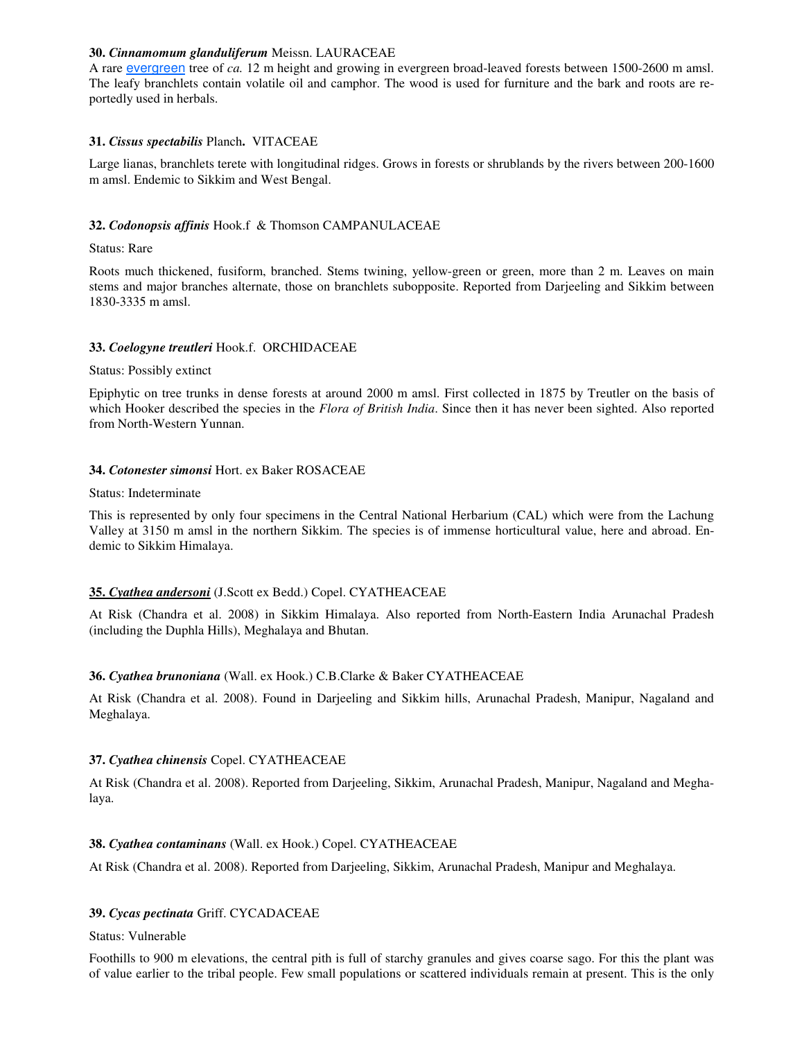**30. *Cinnamomum glanduliferum*** Meissn. LAURACEAE

A rare evergreen tree of *ca.* 12 m height and growing in evergreen broad-leaved forests between 1500-2600 m amsl. The leafy branchlets contain volatile oil and camphor. The wood is used for furniture and the bark and roots are reportedly used in herbals.

**31. *Cissus spectabilis*** Planch**.** VITACEAE

Large lianas, branchlets terete with longitudinal ridges. Grows in forests or shrublands by the rivers between 200-1600 m amsl. Endemic to Sikkim and West Bengal.

**32. *Codonopsis affinis*** Hook.f & Thomson CAMPANULACEAE

Status: Rare

Roots much thickened, fusiform, branched. Stems twining, yellow-green or green, more than 2 m. Leaves on main stems and major branches alternate, those on branchlets subopposite. Reported from Darjeeling and Sikkim between 1830-3335 m amsl.

**33. *Coelogyne treutleri*** Hook.f. ORCHIDACEAE

Status: Possibly extinct

Epiphytic on tree trunks in dense forests at around 2000 m amsl. First collected in 1875 by Treutler on the basis of which Hooker described the species in the *Flora of British India*. Since then it has never been sighted. Also reported from North-Western Yunnan.

**34. *Cotonester simonsi*** Hort. ex Baker ROSACEAE

Status: Indeterminate

This is represented by only four specimens in the Central National Herbarium (CAL) which were from the Lachung Valley at 3150 m amsl in the northern Sikkim. The species is of immense horticultural value, here and abroad. Endemic to Sikkim Himalaya.

**35. *Cyathea andersoni*** (J.Scott ex Bedd.) Copel. CYATHEACEAE

At Risk (Chandra et al. 2008) in Sikkim Himalaya. Also reported from North-Eastern India Arunachal Pradesh (including the Duphla Hills), Meghalaya and Bhutan.

**36. *Cyathea brunoniana*** (Wall. ex Hook.) C.B.Clarke & Baker CYATHEACEAE

At Risk (Chandra et al. 2008). Found in Darjeeling and Sikkim hills, Arunachal Pradesh, Manipur, Nagaland and Meghalaya.

**37. *Cyathea chinensis*** Copel. CYATHEACEAE

At Risk (Chandra et al. 2008). Reported from Darjeeling, Sikkim, Arunachal Pradesh, Manipur, Nagaland and Meghalaya.

**38. *Cyathea contaminans*** (Wall. ex Hook.) Copel. CYATHEACEAE

At Risk (Chandra et al. 2008). Reported from Darjeeling, Sikkim, Arunachal Pradesh, Manipur and Meghalaya.

**39. *Cycas pectinata*** Griff. CYCADACEAE

Status: Vulnerable

Foothills to 900 m elevations, the central pith is full of starchy granules and gives coarse sago. For this the plant was of value earlier to the tribal people. Few small populations or scattered individuals remain at present. This is the only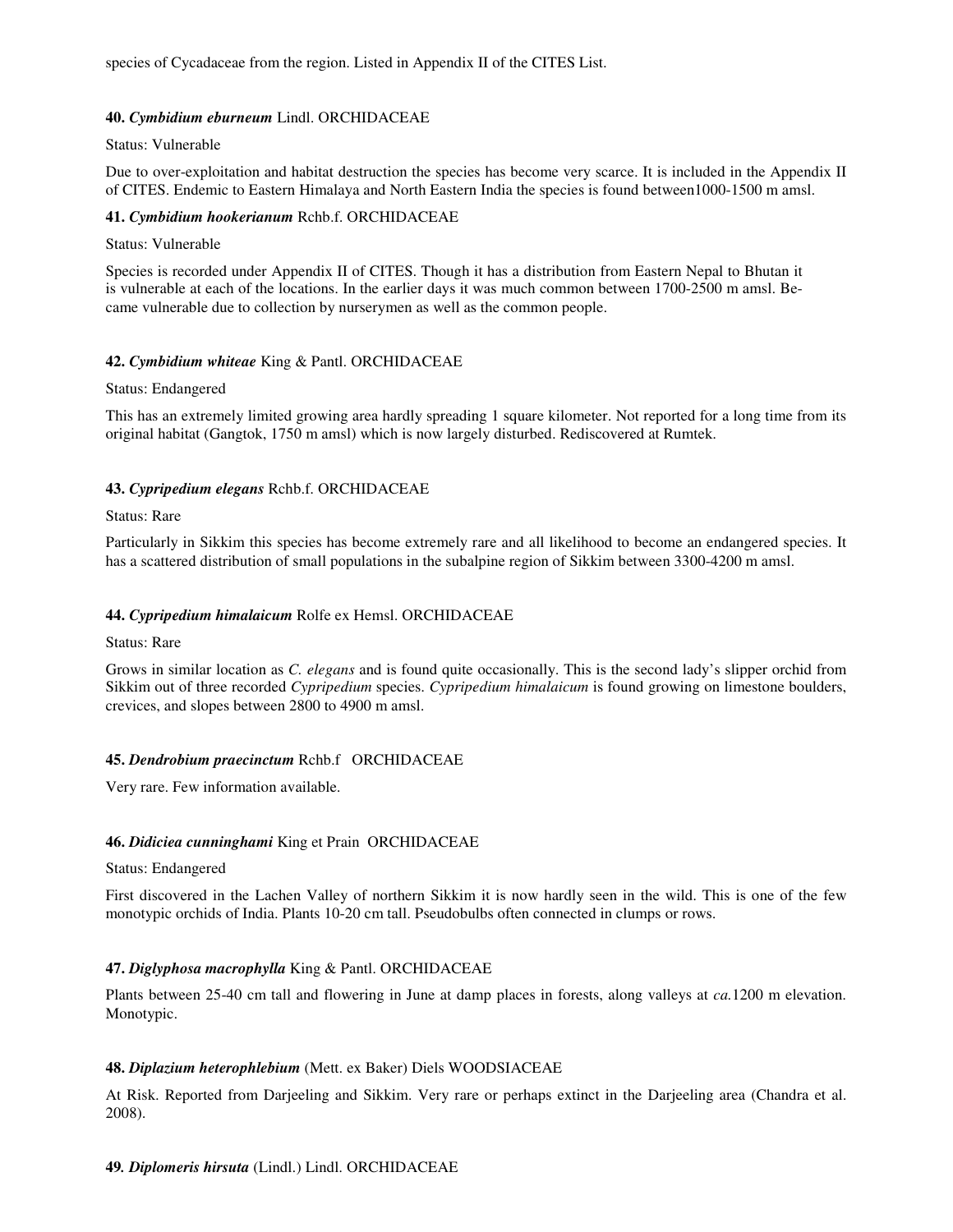species of Cycadaceae from the region. Listed in Appendix II of the CITES List.

**40. *Cymbidium eburneum*** Lindl. ORCHIDACEAE

Status: Vulnerable

Due to over-exploitation and habitat destruction the species has become very scarce. It is included in the Appendix II of CITES. Endemic to Eastern Himalaya and North Eastern India the species is found between1000-1500 m amsl.

**41. *Cymbidium hookerianum*** Rchb.f. ORCHIDACEAE

Status: Vulnerable

Species is recorded under Appendix II of CITES. Though it has a distribution from Eastern Nepal to Bhutan it is vulnerable at each of the locations. In the earlier days it was much common between 1700-2500 m amsl. Became vulnerable due to collection by nurserymen as well as the common people.

**42. *Cymbidium whiteae*** King & Pantl. ORCHIDACEAE

Status: Endangered

This has an extremely limited growing area hardly spreading 1 square kilometer. Not reported for a long time from its original habitat (Gangtok, 1750 m amsl) which is now largely disturbed. Rediscovered at Rumtek.

**43. *Cypripedium elegans*** Rchb.f. ORCHIDACEAE

Status: Rare

Particularly in Sikkim this species has become extremely rare and all likelihood to become an endangered species. It has a scattered distribution of small populations in the subalpine region of Sikkim between 3300-4200 m amsl.

**44. *Cypripedium himalaicum*** Rolfe ex Hemsl. ORCHIDACEAE

Status: Rare

Grows in similar location as *C. elegans* and is found quite occasionally. This is the second lady's slipper orchid from Sikkim out of three recorded *Cypripedium* species. *Cypripedium himalaicum* is found growing on limestone boulders, crevices, and slopes between 2800 to 4900 m amsl.

**45. *Dendrobium praecinctum*** Rchb.f ORCHIDACEAE

Very rare. Few information available.

**46. *Didiciea cunninghami*** King et Prain ORCHIDACEAE

Status: Endangered

First discovered in the Lachen Valley of northern Sikkim it is now hardly seen in the wild. This is one of the few monotypic orchids of India. Plants 10-20 cm tall. Pseudobulbs often connected in clumps or rows.

**47. *Diglyphosa macrophylla*** King & Pantl. ORCHIDACEAE

Plants between 25-40 cm tall and flowering in June at damp places in forests, along valleys at *ca.*1200 m elevation. Monotypic.

**48. *Diplazium heterophlebium*** (Mett. ex Baker) Diels WOODSIACEAE

At Risk. Reported from Darjeeling and Sikkim. Very rare or perhaps extinct in the Darjeeling area (Chandra et al. 2008).

**49. *Diplomeris hirsuta*** (Lindl.) Lindl. ORCHIDACEAE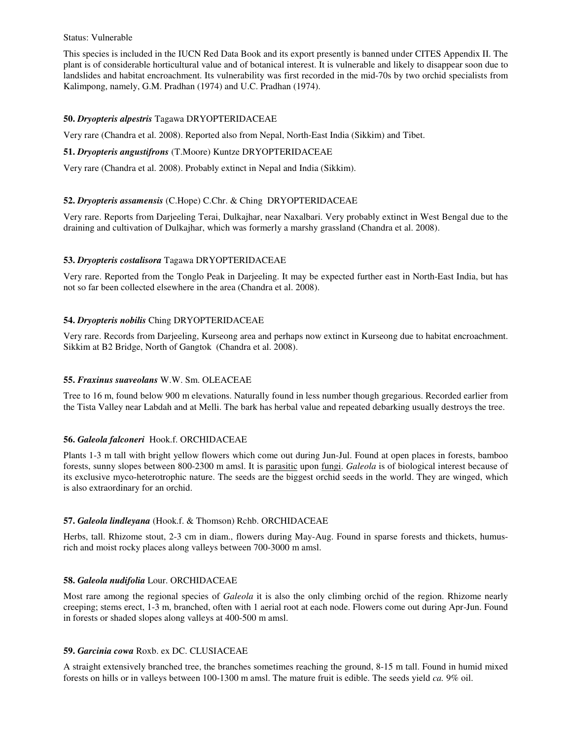Status: Vulnerable

This species is included in the IUCN Red Data Book and its export presently is banned under CITES Appendix II. The plant is of considerable horticultural value and of botanical interest. It is vulnerable and likely to disappear soon due to landslides and habitat encroachment. Its vulnerability was first recorded in the mid-70s by two orchid specialists from Kalimpong, namely, G.M. Pradhan (1974) and U.C. Pradhan (1974).

**50.** ***Dryopteris alpestris*** Tagawa DRYOPTERIDACEAE

Very rare (Chandra et al. 2008). Reported also from Nepal, North-East India (Sikkim) and Tibet.

**51.** ***Dryopteris angustifrons*** (T.Moore) Kuntze DRYOPTERIDACEAE

Very rare (Chandra et al. 2008). Probably extinct in Nepal and India (Sikkim).

**52.** ***Dryopteris assamensis*** (C.Hope) C.Chr. & Ching DRYOPTERIDACEAE

Very rare. Reports from Darjeeling Terai, Dulkajhar, near Naxalbari. Very probably extinct in West Bengal due to the draining and cultivation of Dulkajhar, which was formerly a marshy grassland (Chandra et al. 2008).

**53.** ***Dryopteris costalisora*** Tagawa DRYOPTERIDACEAE

Very rare. Reported from the Tonglo Peak in Darjeeling. It may be expected further east in North-East India, but has not so far been collected elsewhere in the area (Chandra et al. 2008).

**54.** ***Dryopteris nobilis*** Ching DRYOPTERIDACEAE

Very rare. Records from Darjeeling, Kurseong area and perhaps now extinct in Kurseong due to habitat encroachment. Sikkim at B2 Bridge, North of Gangtok (Chandra et al. 2008).

**55.** ***Fraxinus suaveolans*** W.W. Sm. OLEACEAE

Tree to 16 m, found below 900 m elevations. Naturally found in less number though gregarious. Recorded earlier from the Tista Valley near Labdah and at Melli. The bark has herbal value and repeated debarking usually destroys the tree.

**56.** ***Galeola falconeri*** Hook.f. ORCHIDACEAE

Plants 1-3 m tall with bright yellow flowers which come out during Jun-Jul. Found at open places in forests, bamboo forests, sunny slopes between 800-2300 m amsl. It is parasitic upon fungi. *Galeola* is of biological interest because of its exclusive myco-heterotrophic nature. The seeds are the biggest orchid seeds in the world. They are winged, which is also extraordinary for an orchid.

**57.** ***Galeola lindleyana*** (Hook.f. & Thomson) Rchb. ORCHIDACEAE

Herbs, tall. Rhizome stout, 2-3 cm in diam., flowers during May-Aug. Found in sparse forests and thickets, humus-rich and moist rocky places along valleys between 700-3000 m amsl.

**58.** ***Galeola nudifolia*** Lour. ORCHIDACEAE

Most rare among the regional species of *Galeola* it is also the only climbing orchid of the region. Rhizome nearly creeping; stems erect, 1-3 m, branched, often with 1 aerial root at each node. Flowers come out during Apr-Jun. Found in forests or shaded slopes along valleys at 400-500 m amsl.

**59.** ***Garcinia cowa*** Roxb. ex DC. CLUSIACEAE

A straight extensively branched tree, the branches sometimes reaching the ground, 8-15 m tall. Found in humid mixed forests on hills or in valleys between 100-1300 m amsl. The mature fruit is edible. The seeds yield *ca.* 9% oil.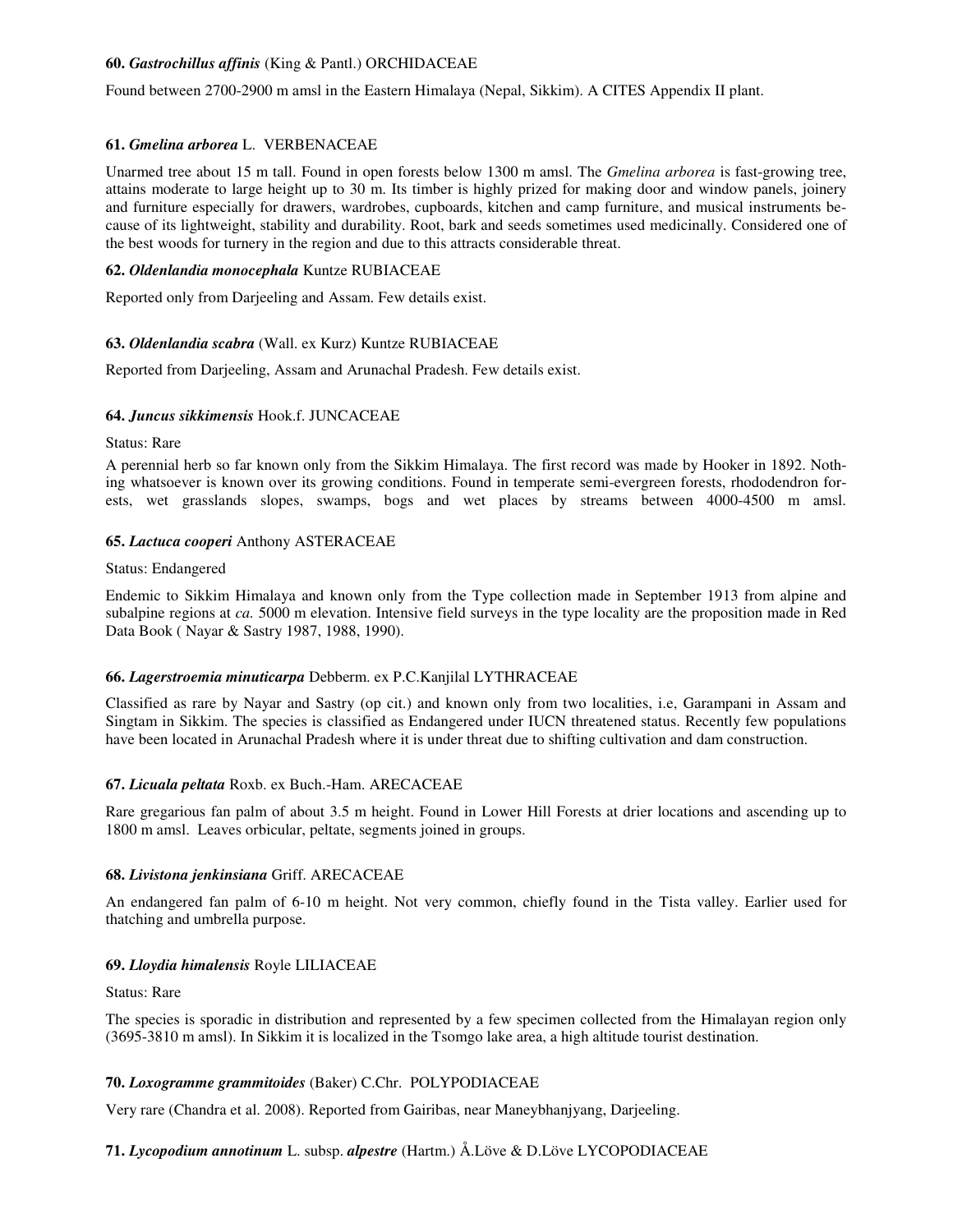**60. *Gastrochillus affinis*** (King & Pantl.) ORCHIDACEAE

Found between 2700-2900 m amsl in the Eastern Himalaya (Nepal, Sikkim). A CITES Appendix II plant.

**61. *Gmelina arborea*** L. VERBENACEAE

Unarmed tree about 15 m tall. Found in open forests below 1300 m amsl. The *Gmelina arborea* is fast-growing tree, attains moderate to large height up to 30 m. Its timber is highly prized for making door and window panels, joinery and furniture especially for drawers, wardrobes, cupboards, kitchen and camp furniture, and musical instruments because of its lightweight, stability and durability. Root, bark and seeds sometimes used medicinally. Considered one of the best woods for turnery in the region and due to this attracts considerable threat.

**62. *Oldenlandia monocephala*** Kuntze RUBIACEAE

Reported only from Darjeeling and Assam. Few details exist.

**63. *Oldenlandia scabra*** (Wall. ex Kurz) Kuntze RUBIACEAE

Reported from Darjeeling, Assam and Arunachal Pradesh. Few details exist.

**64. *Juncus sikkimensis*** Hook.f. JUNCACEAE

Status: Rare

A perennial herb so far known only from the Sikkim Himalaya. The first record was made by Hooker in 1892. Nothing whatsoever is known over its growing conditions. Found in temperate semi-evergreen forests, rhododendron forests, wet grasslands slopes, swamps, bogs and wet places by streams between 4000-4500 m amsl.

**65. *Lactuca cooperi*** Anthony ASTERACEAE

Status: Endangered

Endemic to Sikkim Himalaya and known only from the Type collection made in September 1913 from alpine and subalpine regions at *ca.* 5000 m elevation. Intensive field surveys in the type locality are the proposition made in Red Data Book ( Nayar & Sastry 1987, 1988, 1990).

**66. *Lagerstroemia minuticarpa*** Debberm. ex P.C.Kanjilal LYTHRACEAE

Classified as rare by Nayar and Sastry (op cit.) and known only from two localities, i.e, Garampani in Assam and Singtam in Sikkim. The species is classified as Endangered under IUCN threatened status. Recently few populations have been located in Arunachal Pradesh where it is under threat due to shifting cultivation and dam construction.

**67. *Licuala peltata*** Roxb. ex Buch.-Ham. ARECACEAE

Rare gregarious fan palm of about 3.5 m height. Found in Lower Hill Forests at drier locations and ascending up to 1800 m amsl. Leaves orbicular, peltate, segments joined in groups.

**68. *Livistona jenkinsiana*** Griff. ARECACEAE

An endangered fan palm of 6-10 m height. Not very common, chiefly found in the Tista valley. Earlier used for thatching and umbrella purpose.

**69. *Lloydia himalensis*** Royle LILIACEAE

Status: Rare

The species is sporadic in distribution and represented by a few specimen collected from the Himalayan region only (3695-3810 m amsl). In Sikkim it is localized in the Tsomgo lake area, a high altitude tourist destination.

**70. *Loxogramme grammitoides*** (Baker) C.Chr. POLYPODIACEAE

Very rare (Chandra et al. 2008). Reported from Gairibas, near Maneybhanjyang, Darjeeling.

**71. *Lycopodium annotinum*** L. subsp. ***alpestre*** (Hartm.) Å.Löve & D.Löve LYCOPODIACEAE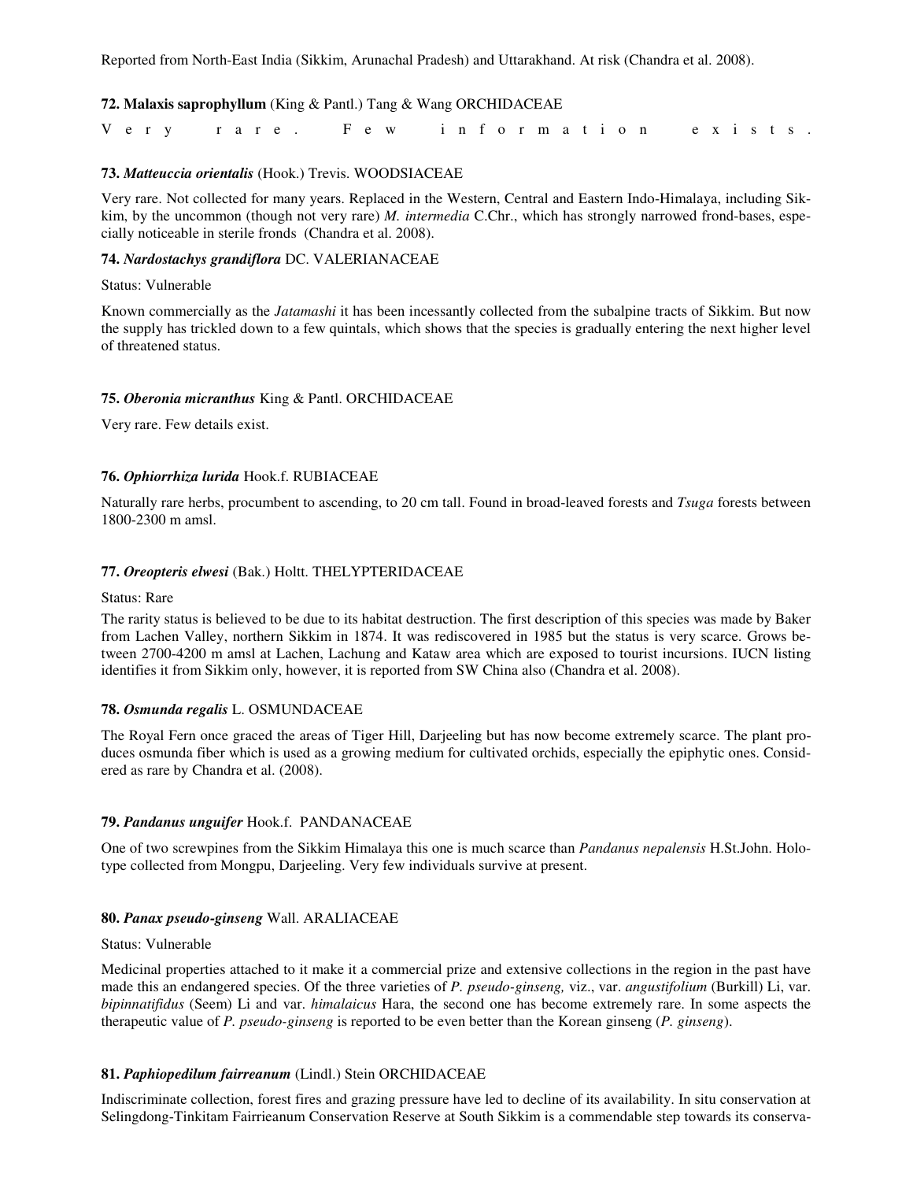Reported from North-East India (Sikkim, Arunachal Pradesh) and Uttarakhand. At risk (Chandra et al. 2008).

**72. Malaxis saprophyllum** (King & Pantl.) Tang & Wang ORCHIDACEAE

Very rare. Few information exists.

**73.** ***Matteuccia orientalis*** (Hook.) Trevis. WOODSIACEAE

Very rare. Not collected for many years. Replaced in the Western, Central and Eastern Indo-Himalaya, including Sikkim, by the uncommon (though not very rare) *M. intermedia* C.Chr., which has strongly narrowed frond-bases, especially noticeable in sterile fronds (Chandra et al. 2008).

**74.** ***Nardostachys grandiflora*** DC. VALERIANACEAE

Status: Vulnerable

Known commercially as the *Jatamashi* it has been incessantly collected from the subalpine tracts of Sikkim. But now the supply has trickled down to a few quintals, which shows that the species is gradually entering the next higher level of threatened status.

**75.** ***Oberonia micranthus*** King & Pantl. ORCHIDACEAE

Very rare. Few details exist.

**76.** ***Ophiorrhiza lurida*** Hook.f. RUBIACEAE

Naturally rare herbs, procumbent to ascending, to 20 cm tall. Found in broad-leaved forests and *Tsuga* forests between 1800-2300 m amsl.

**77.** ***Oreopteris elwesi*** (Bak.) Holtt. THELYPTERIDACEAE

Status: Rare

The rarity status is believed to be due to its habitat destruction. The first description of this species was made by Baker from Lachen Valley, northern Sikkim in 1874. It was rediscovered in 1985 but the status is very scarce. Grows between 2700-4200 m amsl at Lachen, Lachung and Kataw area which are exposed to tourist incursions. IUCN listing identifies it from Sikkim only, however, it is reported from SW China also (Chandra et al. 2008).

**78.** ***Osmunda regalis*** L. OSMUNDACEAE

The Royal Fern once graced the areas of Tiger Hill, Darjeeling but has now become extremely scarce. The plant produces osmunda fiber which is used as a growing medium for cultivated orchids, especially the epiphytic ones. Considered as rare by Chandra et al. (2008).

**79.** ***Pandanus unguifer*** Hook.f. PANDANACEAE

One of two screwpines from the Sikkim Himalaya this one is much scarce than *Pandanus nepalensis* H.St.John. Holotype collected from Mongpu, Darjeeling. Very few individuals survive at present.

**80.** ***Panax pseudo-ginseng*** Wall. ARALIACEAE

Status: Vulnerable

Medicinal properties attached to it make it a commercial prize and extensive collections in the region in the past have made this an endangered species. Of the three varieties of *P. pseudo-ginseng,* viz., var. *angustifolium* (Burkill) Li, var. *bipinnatifidus* (Seem) Li and var. *himalaicus* Hara, the second one has become extremely rare. In some aspects the therapeutic value of *P. pseudo-ginseng* is reported to be even better than the Korean ginseng (*P. ginseng*).

**81.** ***Paphiopedilum fairreanum*** (Lindl.) Stein ORCHIDACEAE

Indiscriminate collection, forest fires and grazing pressure have led to decline of its availability. In situ conservation at Selingdong-Tinkitam Fairrieanum Conservation Reserve at South Sikkim is a commendable step towards its conserva-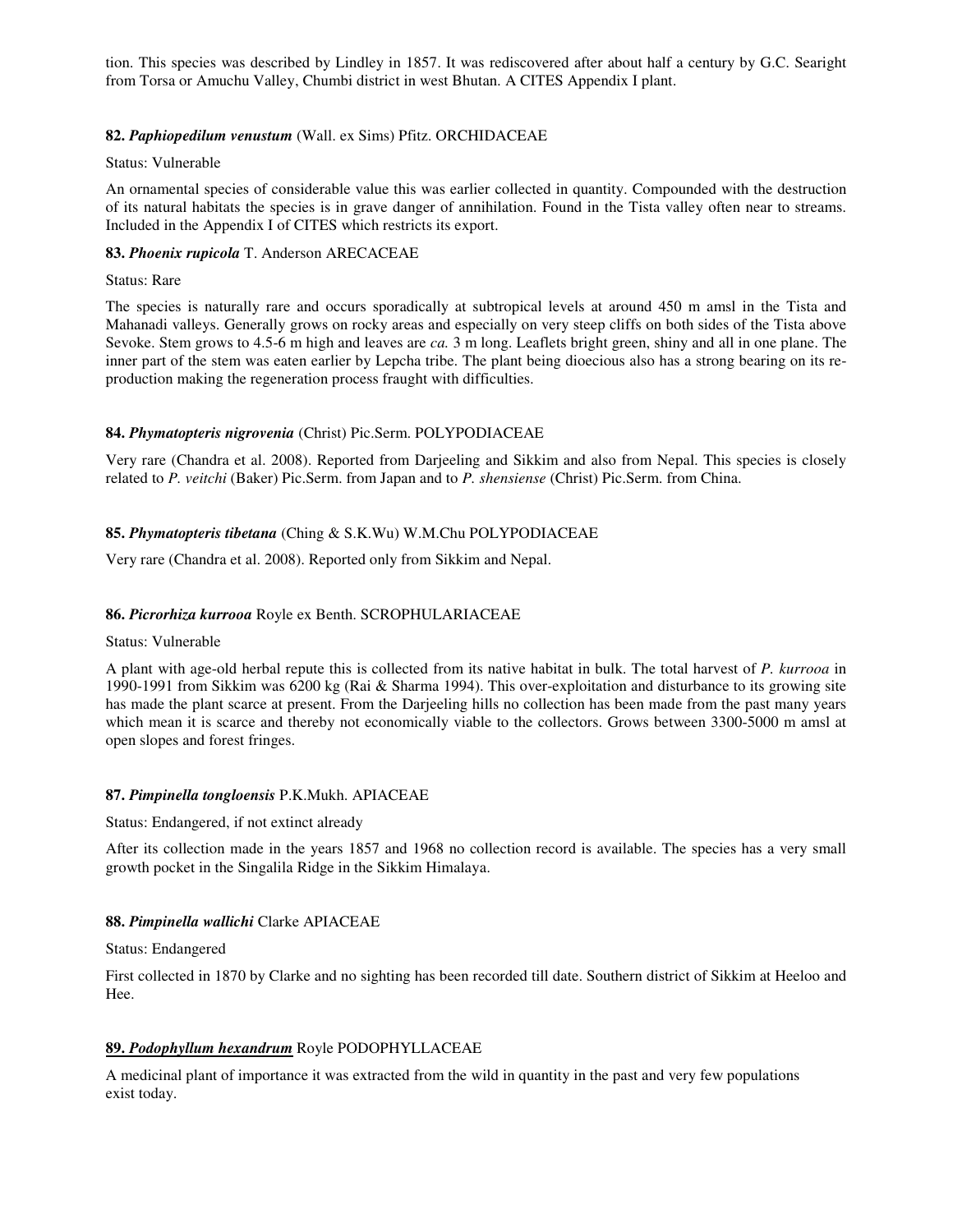tion. This species was described by Lindley in 1857. It was rediscovered after about half a century by G.C. Searight from Torsa or Amuchu Valley, Chumbi district in west Bhutan. A CITES Appendix I plant.

**82. *Paphiopedilum venustum*** (Wall. ex Sims) Pfitz. ORCHIDACEAE

Status: Vulnerable

An ornamental species of considerable value this was earlier collected in quantity. Compounded with the destruction of its natural habitats the species is in grave danger of annihilation. Found in the Tista valley often near to streams. Included in the Appendix I of CITES which restricts its export.

**83. *Phoenix rupicola*** T. Anderson ARECACEAE

Status: Rare

The species is naturally rare and occurs sporadically at subtropical levels at around 450 m amsl in the Tista and Mahanadi valleys. Generally grows on rocky areas and especially on very steep cliffs on both sides of the Tista above Sevoke. Stem grows to 4.5-6 m high and leaves are *ca.* 3 m long. Leaflets bright green, shiny and all in one plane. The inner part of the stem was eaten earlier by Lepcha tribe. The plant being dioecious also has a strong bearing on its re-production making the regeneration process fraught with difficulties.

**84. *Phymatopteris nigrovenia*** (Christ) Pic.Serm. POLYPODIACEAE

Very rare (Chandra et al. 2008). Reported from Darjeeling and Sikkim and also from Nepal. This species is closely related to *P. veitchi* (Baker) Pic.Serm. from Japan and to *P. shensiense* (Christ) Pic.Serm. from China.

**85. *Phymatopteris tibetana*** (Ching & S.K.Wu) W.M.Chu POLYPODIACEAE

Very rare (Chandra et al. 2008). Reported only from Sikkim and Nepal.

**86. *Picrorhiza kurrooa*** Royle ex Benth. SCROPHULARIACEAE

Status: Vulnerable

A plant with age-old herbal repute this is collected from its native habitat in bulk. The total harvest of *P. kurrooa* in 1990-1991 from Sikkim was 6200 kg (Rai & Sharma 1994). This over-exploitation and disturbance to its growing site has made the plant scarce at present. From the Darjeeling hills no collection has been made from the past many years which mean it is scarce and thereby not economically viable to the collectors. Grows between 3300-5000 m amsl at open slopes and forest fringes.

**87. *Pimpinella tongloensis*** P.K.Mukh. APIACEAE

Status: Endangered, if not extinct already

After its collection made in the years 1857 and 1968 no collection record is available. The species has a very small growth pocket in the Singalila Ridge in the Sikkim Himalaya.

**88. *Pimpinella wallichi*** Clarke APIACEAE

Status: Endangered

First collected in 1870 by Clarke and no sighting has been recorded till date. Southern district of Sikkim at Heeloo and Hee.

**89. *Podophyllum hexandrum*** Royle PODOPHYLLACEAE

A medicinal plant of importance it was extracted from the wild in quantity in the past and very few populations exist today.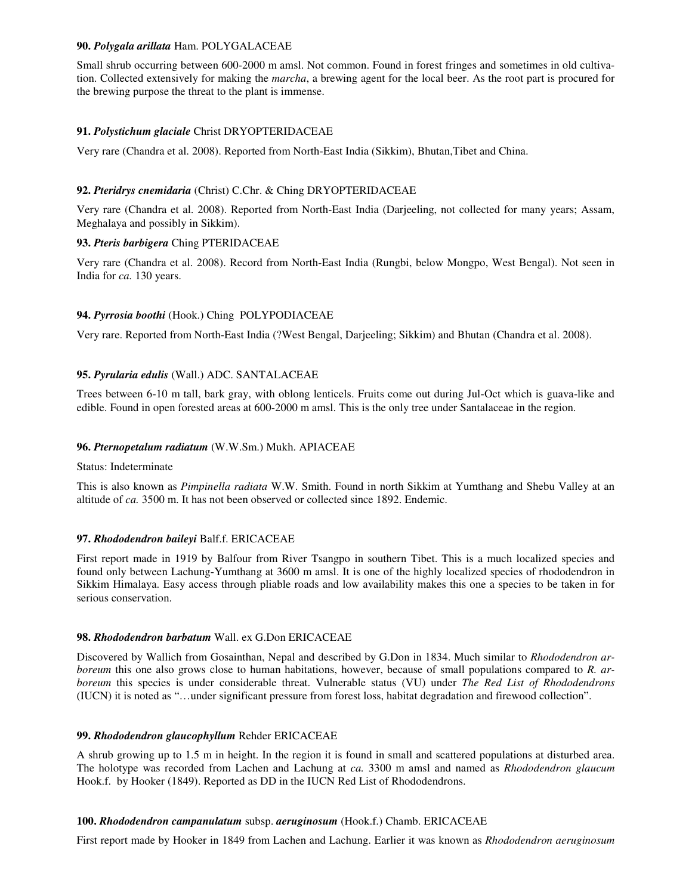**90. *Polygala arillata* Ham. POLYGALACEAE**

Small shrub occurring between 600-2000 m amsl. Not common. Found in forest fringes and sometimes in old cultivation. Collected extensively for making the *marcha*, a brewing agent for the local beer. As the root part is procured for the brewing purpose the threat to the plant is immense.

**91. *Polystichum glaciale* Christ DRYOPTERIDACEAE**

Very rare (Chandra et al. 2008). Reported from North-East India (Sikkim), Bhutan,Tibet and China.

**92. *Pteridrys cnemidaria* (Christ) C.Chr. & Ching DRYOPTERIDACEAE**

Very rare (Chandra et al. 2008). Reported from North-East India (Darjeeling, not collected for many years; Assam, Meghalaya and possibly in Sikkim).

**93. *Pteris barbigera* Ching PTERIDACEAE**

Very rare (Chandra et al. 2008). Record from North-East India (Rungbi, below Mongpo, West Bengal). Not seen in India for *ca.* 130 years.

**94. *Pyrrosia boothi* (Hook.) Ching POLYPODIACEAE**

Very rare. Reported from North-East India (?West Bengal, Darjeeling; Sikkim) and Bhutan (Chandra et al. 2008).

**95. *Pyrularia edulis* (Wall.) ADC. SANTALACEAE**

Trees between 6-10 m tall, bark gray, with oblong lenticels. Fruits come out during Jul-Oct which is guava-like and edible. Found in open forested areas at 600-2000 m amsl. This is the only tree under Santalaceae in the region.

**96. *Pternopetalum radiatum* (W.W.Sm.) Mukh. APIACEAE**

Status: Indeterminate

This is also known as *Pimpinella radiata* W.W. Smith. Found in north Sikkim at Yumthang and Shebu Valley at an altitude of *ca.* 3500 m. It has not been observed or collected since 1892. Endemic.

**97. *Rhododendron baileyi* Balf.f. ERICACEAE**

First report made in 1919 by Balfour from River Tsangpo in southern Tibet. This is a much localized species and found only between Lachung-Yumthang at 3600 m amsl. It is one of the highly localized species of rhododendron in Sikkim Himalaya. Easy access through pliable roads and low availability makes this one a species to be taken in for serious conservation.

**98. *Rhododendron barbatum* Wall. ex G.Don ERICACEAE**

Discovered by Wallich from Gosainthan, Nepal and described by G.Don in 1834. Much similar to *Rhododendron arboreum* this one also grows close to human habitations, however, because of small populations compared to *R. arboreum* this species is under considerable threat. Vulnerable status (VU) under *The Red List of Rhododendrons* (IUCN) it is noted as "…under significant pressure from forest loss, habitat degradation and firewood collection".

**99. *Rhododendron glaucophyllum* Rehder ERICACEAE**

A shrub growing up to 1.5 m in height. In the region it is found in small and scattered populations at disturbed area. The holotype was recorded from Lachen and Lachung at *ca.* 3300 m amsl and named as *Rhododendron glaucum* Hook.f. by Hooker (1849). Reported as DD in the IUCN Red List of Rhododendrons.

**100. *Rhododendron campanulatum* subsp. *aeruginosum* (Hook.f.) Chamb. ERICACEAE**

First report made by Hooker in 1849 from Lachen and Lachung. Earlier it was known as *Rhododendron aeruginosum*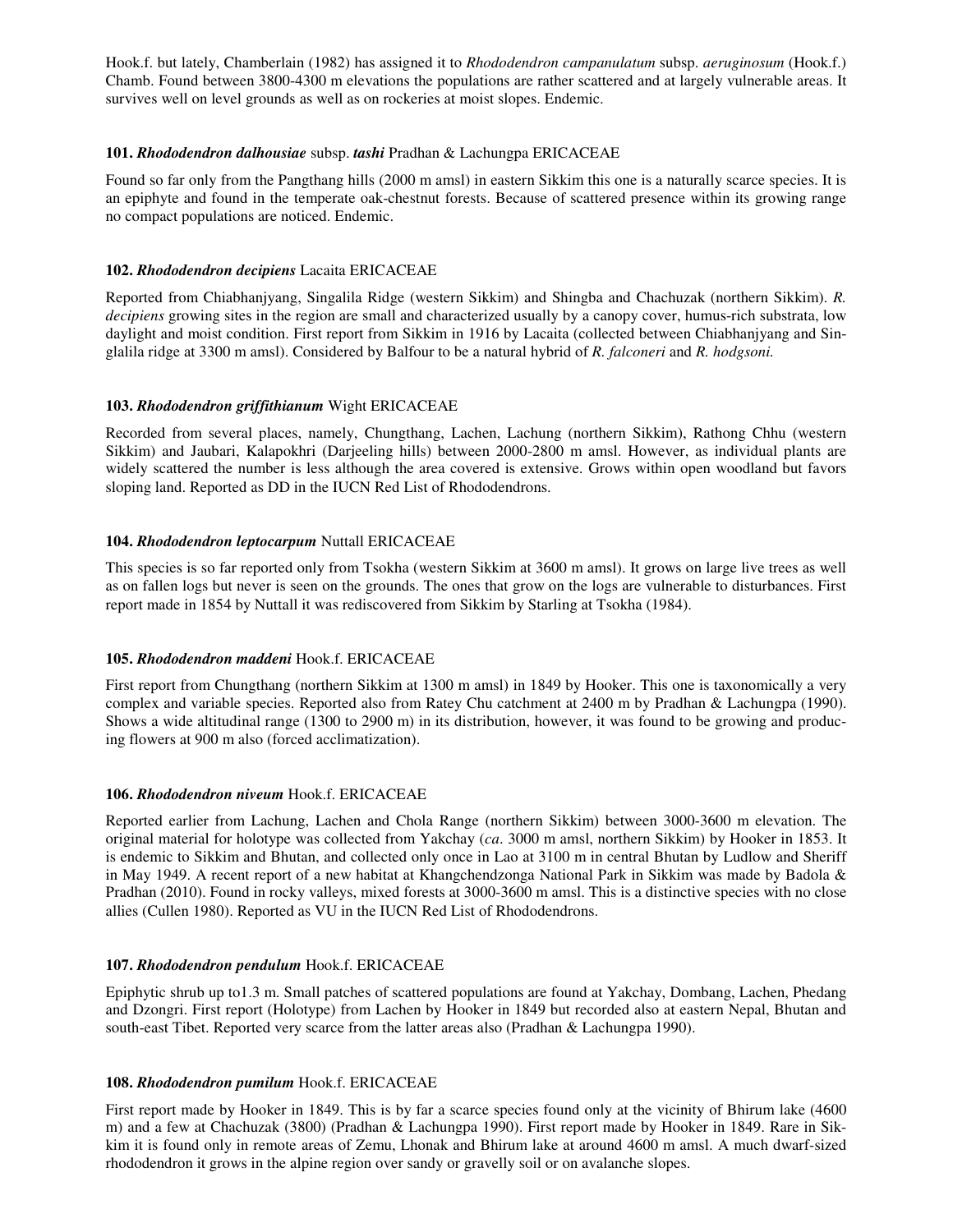Hook.f. but lately, Chamberlain (1982) has assigned it to *Rhododendron campanulatum* subsp. *aeruginosum* (Hook.f.) Chamb. Found between 3800-4300 m elevations the populations are rather scattered and at largely vulnerable areas. It survives well on level grounds as well as on rockeries at moist slopes. Endemic.

**101. *Rhododendron dalhousiae*** subsp. ***tashi*** Pradhan & Lachungpa ERICACEAE

Found so far only from the Pangthang hills (2000 m amsl) in eastern Sikkim this one is a naturally scarce species. It is an epiphyte and found in the temperate oak-chestnut forests. Because of scattered presence within its growing range no compact populations are noticed. Endemic.

**102. *Rhododendron decipiens*** Lacaita ERICACEAE

Reported from Chiabhanjyang, Singalila Ridge (western Sikkim) and Shingba and Chachuzak (northern Sikkim). *R. decipiens* growing sites in the region are small and characterized usually by a canopy cover, humus-rich substrata, low daylight and moist condition. First report from Sikkim in 1916 by Lacaita (collected between Chiabhanjyang and Singlalila ridge at 3300 m amsl). Considered by Balfour to be a natural hybrid of *R. falconeri* and *R. hodgsoni.*

**103. *Rhododendron griffithianum*** Wight ERICACEAE

Recorded from several places, namely, Chungthang, Lachen, Lachung (northern Sikkim), Rathong Chhu (western Sikkim) and Jaubari, Kalapokhri (Darjeeling hills) between 2000-2800 m amsl. However, as individual plants are widely scattered the number is less although the area covered is extensive. Grows within open woodland but favors sloping land. Reported as DD in the IUCN Red List of Rhododendrons.

**104. *Rhododendron leptocarpum*** Nuttall ERICACEAE

This species is so far reported only from Tsokha (western Sikkim at 3600 m amsl). It grows on large live trees as well as on fallen logs but never is seen on the grounds. The ones that grow on the logs are vulnerable to disturbances. First report made in 1854 by Nuttall it was rediscovered from Sikkim by Starling at Tsokha (1984).

**105. *Rhododendron maddeni*** Hook.f. ERICACEAE

First report from Chungthang (northern Sikkim at 1300 m amsl) in 1849 by Hooker. This one is taxonomically a very complex and variable species. Reported also from Ratey Chu catchment at 2400 m by Pradhan & Lachungpa (1990). Shows a wide altitudinal range (1300 to 2900 m) in its distribution, however, it was found to be growing and producing flowers at 900 m also (forced acclimatization).

**106. *Rhododendron niveum*** Hook.f. ERICACEAE

Reported earlier from Lachung, Lachen and Chola Range (northern Sikkim) between 3000-3600 m elevation. The original material for holotype was collected from Yakchay (*ca*. 3000 m amsl, northern Sikkim) by Hooker in 1853. It is endemic to Sikkim and Bhutan, and collected only once in Lao at 3100 m in central Bhutan by Ludlow and Sheriff in May 1949. A recent report of a new habitat at Khangchendzonga National Park in Sikkim was made by Badola & Pradhan (2010). Found in rocky valleys, mixed forests at 3000-3600 m amsl. This is a distinctive species with no close allies (Cullen 1980). Reported as VU in the IUCN Red List of Rhododendrons.

**107. *Rhododendron pendulum*** Hook.f. ERICACEAE

Epiphytic shrub up to1.3 m. Small patches of scattered populations are found at Yakchay, Dombang, Lachen, Phedang and Dzongri. First report (Holotype) from Lachen by Hooker in 1849 but recorded also at eastern Nepal, Bhutan and south-east Tibet. Reported very scarce from the latter areas also (Pradhan & Lachungpa 1990).

**108. *Rhododendron pumilum*** Hook.f. ERICACEAE

First report made by Hooker in 1849. This is by far a scarce species found only at the vicinity of Bhirum lake (4600 m) and a few at Chachuzak (3800) (Pradhan & Lachungpa 1990). First report made by Hooker in 1849. Rare in Sikkim it is found only in remote areas of Zemu, Lhonak and Bhirum lake at around 4600 m amsl. A much dwarf-sized rhododendron it grows in the alpine region over sandy or gravelly soil or on avalanche slopes.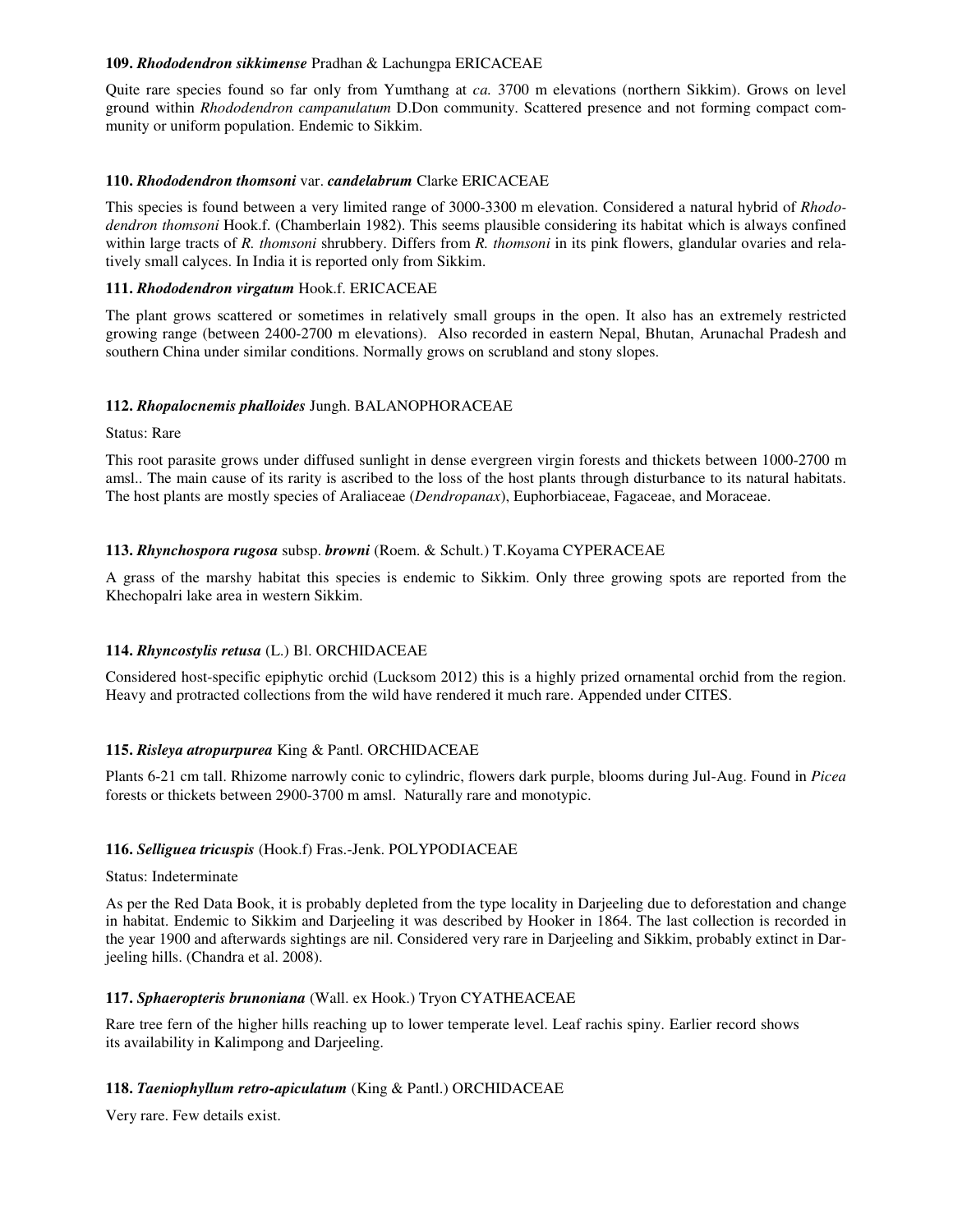**109. *Rhododendron sikkimense* Pradhan & Lachungpa ERICACEAE**

Quite rare species found so far only from Yumthang at *ca.* 3700 m elevations (northern Sikkim). Grows on level ground within *Rhododendron campanulatum* D.Don community. Scattered presence and not forming compact community or uniform population. Endemic to Sikkim.

**110. *Rhododendron thomsoni* var. *candelabrum* Clarke ERICACEAE**

This species is found between a very limited range of 3000-3300 m elevation. Considered a natural hybrid of *Rhododendron thomsoni* Hook.f. (Chamberlain 1982). This seems plausible considering its habitat which is always confined within large tracts of *R. thomsoni* shrubbery. Differs from *R. thomsoni* in its pink flowers, glandular ovaries and relatively small calyces. In India it is reported only from Sikkim.

**111. *Rhododendron virgatum* Hook.f. ERICACEAE**

The plant grows scattered or sometimes in relatively small groups in the open. It also has an extremely restricted growing range (between 2400-2700 m elevations). Also recorded in eastern Nepal, Bhutan, Arunachal Pradesh and southern China under similar conditions. Normally grows on scrubland and stony slopes.

**112. *Rhopalocnemis phalloides* Jungh. BALANOPHORACEAE**

Status: Rare

This root parasite grows under diffused sunlight in dense evergreen virgin forests and thickets between 1000-2700 m amsl.. The main cause of its rarity is ascribed to the loss of the host plants through disturbance to its natural habitats. The host plants are mostly species of Araliaceae (*Dendropanax*), Euphorbiaceae, Fagaceae, and Moraceae.

**113. *Rhynchospora rugosa* subsp. *browni* (Roem. & Schult.) T.Koyama CYPERACEAE**

A grass of the marshy habitat this species is endemic to Sikkim. Only three growing spots are reported from the Khechopalri lake area in western Sikkim.

**114. *Rhyncostylis retusa* (L.) Bl. ORCHIDACEAE**

Considered host-specific epiphytic orchid (Lucksom 2012) this is a highly prized ornamental orchid from the region. Heavy and protracted collections from the wild have rendered it much rare. Appended under CITES.

**115. *Risleya atropurpurea* King & Pantl. ORCHIDACEAE**

Plants 6-21 cm tall. Rhizome narrowly conic to cylindric, flowers dark purple, blooms during Jul-Aug. Found in *Picea* forests or thickets between 2900-3700 m amsl. Naturally rare and monotypic.

**116. *Selliguea tricuspis* (Hook.f) Fras.-Jenk. POLYPODIACEAE**

Status: Indeterminate

As per the Red Data Book, it is probably depleted from the type locality in Darjeeling due to deforestation and change in habitat. Endemic to Sikkim and Darjeeling it was described by Hooker in 1864. The last collection is recorded in the year 1900 and afterwards sightings are nil. Considered very rare in Darjeeling and Sikkim, probably extinct in Darjeeling hills. (Chandra et al. 2008).

**117. *Sphaeropteris brunoniana* (Wall. ex Hook.) Tryon CYATHEACEAE**

Rare tree fern of the higher hills reaching up to lower temperate level. Leaf rachis spiny. Earlier record shows its availability in Kalimpong and Darjeeling.

**118. *Taeniophyllum retro-apiculatum* (King & Pantl.) ORCHIDACEAE**

Very rare. Few details exist.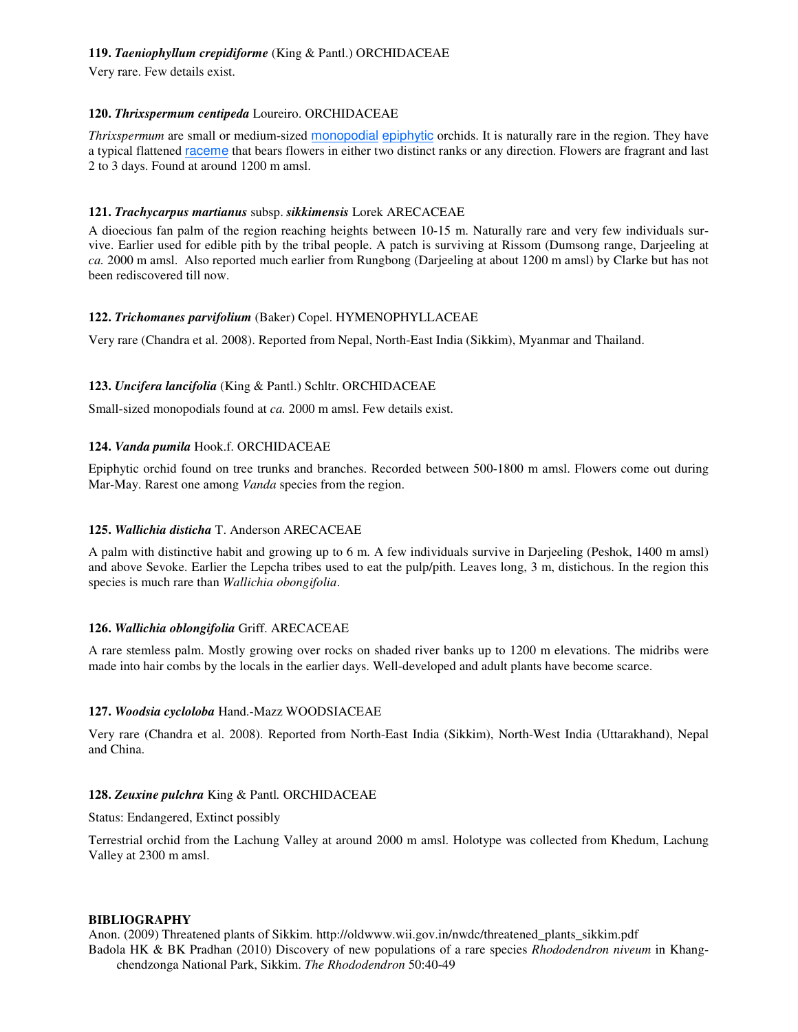**119. *Taeniophyllum crepidiforme*** (King & Pantl.) ORCHIDACEAE

Very rare. Few details exist.

**120. *Thrixspermum centipeda*** Loureiro. ORCHIDACEAE

*Thrixspermum* are small or medium-sized monopodial epiphytic orchids. It is naturally rare in the region. They have a typical flattened raceme that bears flowers in either two distinct ranks or any direction. Flowers are fragrant and last 2 to 3 days. Found at around 1200 m amsl.

**121. *Trachycarpus martianus*** subsp. ***sikkimensis*** Lorek ARECACEAE

A dioecious fan palm of the region reaching heights between 10-15 m. Naturally rare and very few individuals survive. Earlier used for edible pith by the tribal people. A patch is surviving at Rissom (Dumsong range, Darjeeling at *ca.* 2000 m amsl. Also reported much earlier from Rungbong (Darjeeling at about 1200 m amsl) by Clarke but has not been rediscovered till now.

**122. *Trichomanes parvifolium*** (Baker) Copel. HYMENOPHYLLACEAE

Very rare (Chandra et al. 2008). Reported from Nepal, North-East India (Sikkim), Myanmar and Thailand.

**123. *Uncifera lancifolia*** (King & Pantl.) Schltr. ORCHIDACEAE

Small-sized monopodials found at *ca.* 2000 m amsl. Few details exist.

**124. *Vanda pumila*** Hook.f. ORCHIDACEAE

Epiphytic orchid found on tree trunks and branches. Recorded between 500-1800 m amsl. Flowers come out during Mar-May. Rarest one among *Vanda* species from the region.

**125. *Wallichia disticha*** T. Anderson ARECACEAE

A palm with distinctive habit and growing up to 6 m. A few individuals survive in Darjeeling (Peshok, 1400 m amsl) and above Sevoke. Earlier the Lepcha tribes used to eat the pulp/pith. Leaves long, 3 m, distichous. In the region this species is much rare than *Wallichia obongifolia*.

**126. *Wallichia oblongifolia*** Griff. ARECACEAE

A rare stemless palm. Mostly growing over rocks on shaded river banks up to 1200 m elevations. The midribs were made into hair combs by the locals in the earlier days. Well-developed and adult plants have become scarce.

**127. *Woodsia cycloloba*** Hand.-Mazz WOODSIACEAE

Very rare (Chandra et al. 2008). Reported from North-East India (Sikkim), North-West India (Uttarakhand), Nepal and China.

**128. *Zeuxine pulchra*** King & Pantl. ORCHIDACEAE

Status: Endangered, Extinct possibly

Terrestrial orchid from the Lachung Valley at around 2000 m amsl. Holotype was collected from Khedum, Lachung Valley at 2300 m amsl.

## BIBLIOGRAPHY

Anon. (2009) Threatened plants of Sikkim. http://oldwww.wii.gov.in/nwdc/threatened_plants_sikkim.pdf

Badola HK & BK Pradhan (2010) Discovery of new populations of a rare species *Rhododendron niveum* in Khangchendzonga National Park, Sikkim. *The Rhododendron* 50:40-49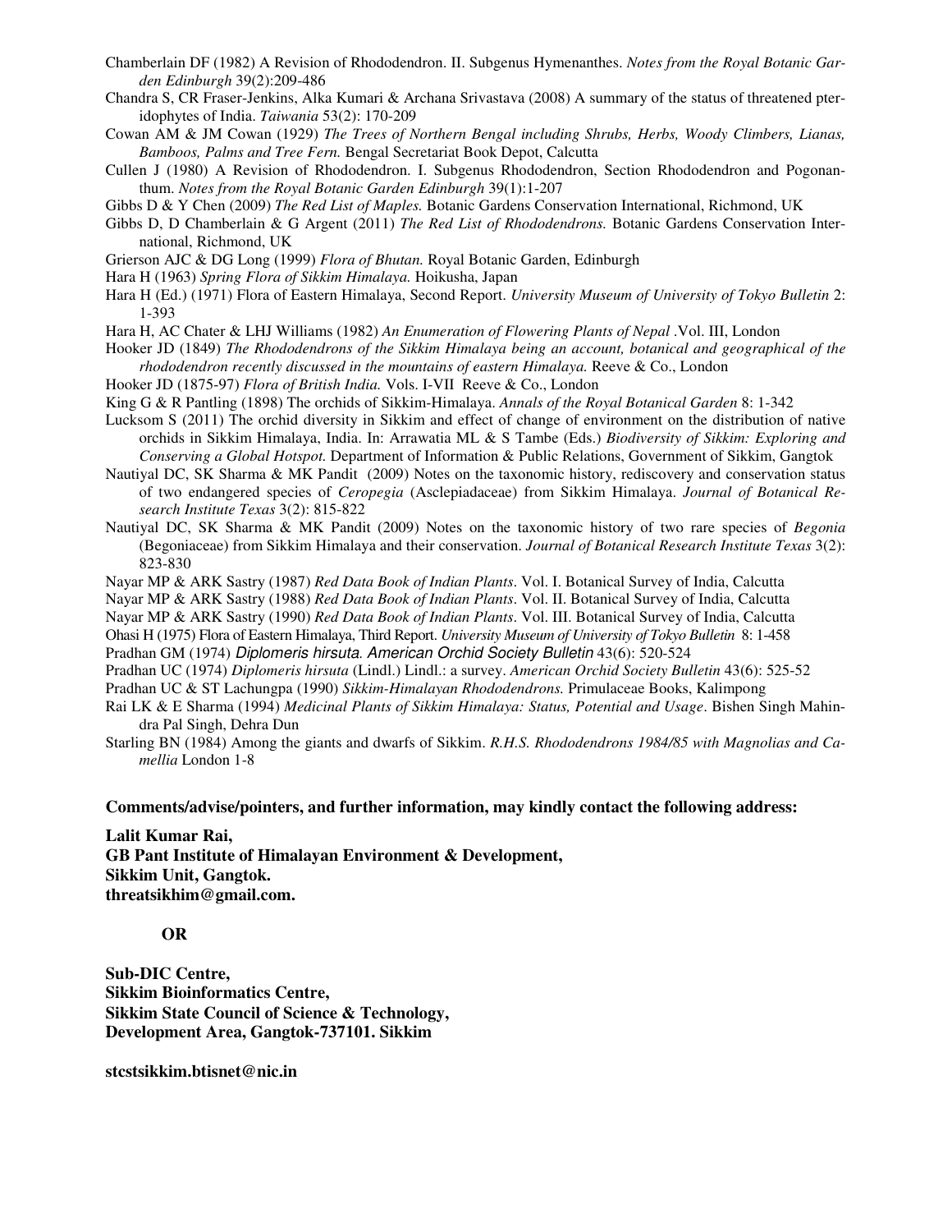Chamberlain DF (1982) A Revision of Rhododendron. II. Subgenus Hymenanthes. *Notes from the Royal Botanic Garden Edinburgh* 39(2):209-486

Chandra S, CR Fraser-Jenkins, Alka Kumari & Archana Srivastava (2008) A summary of the status of threatened pteridophytes of India. *Taiwania* 53(2): 170-209

Cowan AM & JM Cowan (1929) *The Trees of Northern Bengal including Shrubs, Herbs, Woody Climbers, Lianas, Bamboos, Palms and Tree Fern.* Bengal Secretariat Book Depot, Calcutta

Cullen J (1980) A Revision of Rhododendron. I. Subgenus Rhododendron, Section Rhododendron and Pogonanthum. *Notes from the Royal Botanic Garden Edinburgh* 39(1):1-207

Gibbs D & Y Chen (2009) *The Red List of Maples.* Botanic Gardens Conservation International, Richmond, UK

Gibbs D, D Chamberlain & G Argent (2011) *The Red List of Rhododendrons.* Botanic Gardens Conservation International, Richmond, UK

Grierson AJC & DG Long (1999) *Flora of Bhutan.* Royal Botanic Garden, Edinburgh

Hara H (1963) *Spring Flora of Sikkim Himalaya.* Hoikusha, Japan

Hara H (Ed.) (1971) Flora of Eastern Himalaya, Second Report. *University Museum of University of Tokyo Bulletin* 2: 1-393

Hara H, AC Chater & LHJ Williams (1982) *An Enumeration of Flowering Plants of Nepal* .Vol. III, London

Hooker JD (1849) *The Rhododendrons of the Sikkim Himalaya being an account, botanical and geographical of the rhododendron recently discussed in the mountains of eastern Himalaya.* Reeve & Co., London

Hooker JD (1875-97) *Flora of British India.* Vols. I-VII Reeve & Co., London

King G & R Pantling (1898) The orchids of Sikkim-Himalaya. *Annals of the Royal Botanical Garden* 8: 1-342

Lucksom S (2011) The orchid diversity in Sikkim and effect of change of environment on the distribution of native orchids in Sikkim Himalaya, India. In: Arrawatia ML & S Tambe (Eds.) *Biodiversity of Sikkim: Exploring and Conserving a Global Hotspot.* Department of Information & Public Relations, Government of Sikkim, Gangtok

Nautiyal DC, SK Sharma & MK Pandit (2009) Notes on the taxonomic history, rediscovery and conservation status of two endangered species of *Ceropegia* (Asclepiadaceae) from Sikkim Himalaya. *Journal of Botanical Research Institute Texas* 3(2): 815-822

Nautiyal DC, SK Sharma & MK Pandit (2009) Notes on the taxonomic history of two rare species of *Begonia* (Begoniaceae) from Sikkim Himalaya and their conservation. *Journal of Botanical Research Institute Texas* 3(2): 823-830

Nayar MP & ARK Sastry (1987) *Red Data Book of Indian Plants*. Vol. I. Botanical Survey of India, Calcutta

Nayar MP & ARK Sastry (1988) *Red Data Book of Indian Plants*. Vol. II. Botanical Survey of India, Calcutta

Nayar MP & ARK Sastry (1990) *Red Data Book of Indian Plants*. Vol. III. Botanical Survey of India, Calcutta

Ohasi H (1975) Flora of Eastern Himalaya, Third Report. *University Museum of University of Tokyo Bulletin* 8: 1-458

Pradhan GM (1974) *Diplomeris hirsuta. American Orchid Society Bulletin* 43(6): 520-524

Pradhan UC (1974) *Diplomeris hirsuta* (Lindl.) Lindl.: a survey. *American Orchid Society Bulletin* 43(6): 525-52

Pradhan UC & ST Lachungpa (1990) *Sikkim-Himalayan Rhododendrons.* Primulaceae Books, Kalimpong

Rai LK & E Sharma (1994) *Medicinal Plants of Sikkim Himalaya: Status, Potential and Usage*. Bishen Singh Mahindra Pal Singh, Dehra Dun

Starling BN (1984) Among the giants and dwarfs of Sikkim. *R.H.S. Rhododendrons 1984/85 with Magnolias and Camellia* London 1-8

**Comments/advise/pointers, and further information, may kindly contact the following address:**

**Lalit Kumar Rai,**
**GB Pant Institute of Himalayan Environment & Development,**
**Sikkim Unit, Gangtok.**
**threatsikhim@gmail.com.**

**OR**

**Sub-DIC Centre,**
**Sikkim Bioinformatics Centre,**
**Sikkim State Council of Science & Technology,**
**Development Area, Gangtok-737101. Sikkim**

**stcstsikkim.btisnet@nic.in**